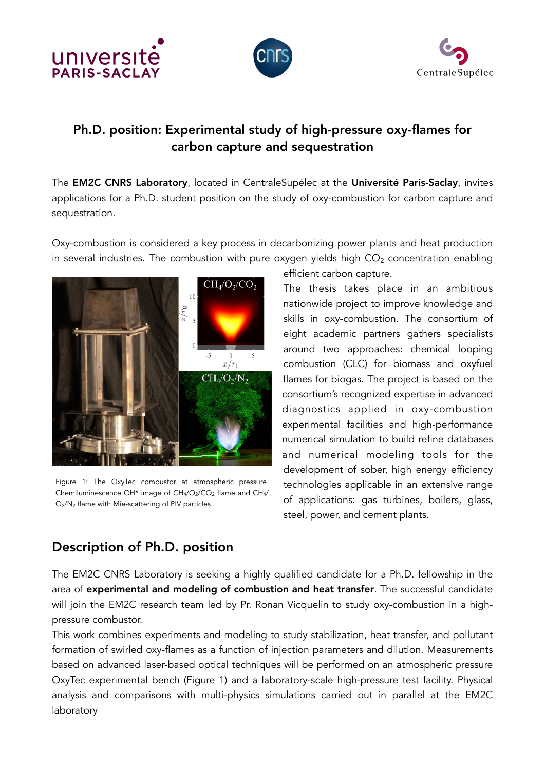## Ph.D. position: Experimental study of high-pressure oxy-flames for carbon capture and sequestration

The **EM2C CNRS Laboratory**, located in CentraleSupélec at the **Université Paris-Saclay**, invites applications for a Ph.D. student position on the study of oxy-combustion for carbon capture and sequestration.

Oxy-combustion is considered a key process in decarbonizing power plants and heat production in several industries. The combustion with pure oxygen yields high $CO_2$ concentration enabling efficient carbon capture.

The thesis takes place in an ambitious nationwide project to improve knowledge and skills in oxy-combustion. The consortium of eight academic partners gathers specialists around two approaches: chemical looping combustion (CLC) for biomass and oxyfuel flames for biogas. The project is based on the consortium's recognized expertise in advanced diagnostics applied in oxy-combustion experimental facilities and high-performance numerical simulation to build refine databases and numerical modeling tools for the development of sober, high energy efficiency technologies applicable in an extensive range of applications: gas turbines, boilers, glass, steel, power, and cement plants.

Figure 1: The OxyTec combustor at atmospheric pressure. Chemiluminescence OH* image of $CH_4/O_2/CO_2$ flame and $CH_4/O_2/N_2$ flame with Mie-scattering of PIV particles.

## Description of Ph.D. position

The EM2C CNRS Laboratory is seeking a highly qualified candidate for a Ph.D. fellowship in the area of **experimental and modeling of combustion and heat transfer**. The successful candidate will join the EM2C research team led by Pr. Ronan Vicquelin to study oxy-combustion in a high-pressure combustor.

This work combines experiments and modeling to study stabilization, heat transfer, and pollutant formation of swirled oxy-flames as a function of injection parameters and dilution. Measurements based on advanced laser-based optical techniques will be performed on an atmospheric pressure OxyTec experimental bench (Figure 1) and a laboratory-scale high-pressure test facility. Physical analysis and comparisons with multi-physics simulations carried out in parallel at the EM2C laboratory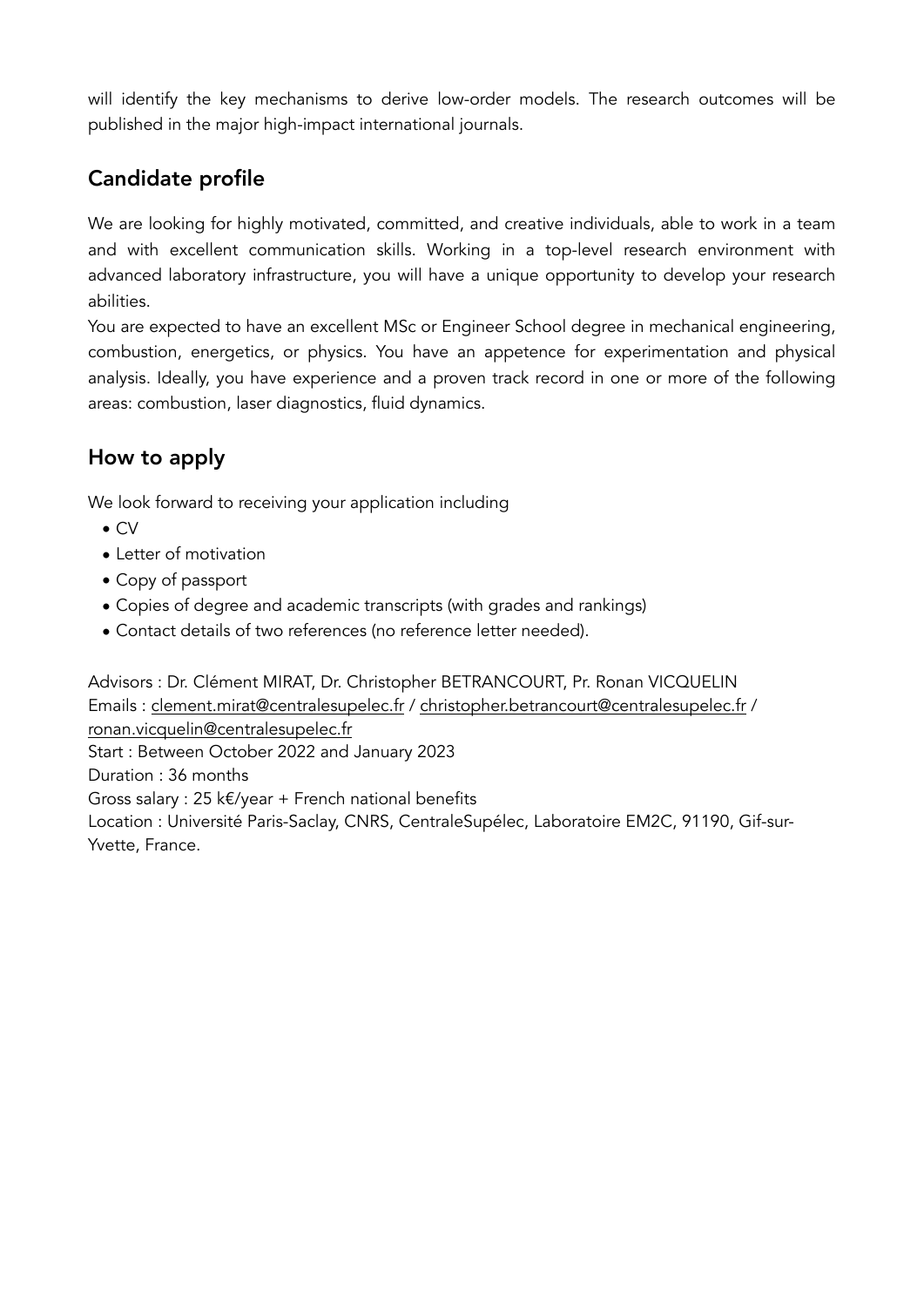will identify the key mechanisms to derive low-order models. The research outcomes will be published in the major high-impact international journals.

## Candidate profile

We are looking for highly motivated, committed, and creative individuals, able to work in a team and with excellent communication skills. Working in a top-level research environment with advanced laboratory infrastructure, you will have a unique opportunity to develop your research abilities.

You are expected to have an excellent MSc or Engineer School degree in mechanical engineering, combustion, energetics, or physics. You have an appetence for experimentation and physical analysis. Ideally, you have experience and a proven track record in one or more of the following areas: combustion, laser diagnostics, fluid dynamics.

## How to apply

We look forward to receiving your application including

- CV
- Letter of motivation
- Copy of passport
- Copies of degree and academic transcripts (with grades and rankings)
- Contact details of two references (no reference letter needed).

Advisors : Dr. Clément MIRAT, Dr. Christopher BETRANCOURT, Pr. Ronan VICQUELIN
Emails : clement.mirat@centralesupelec.fr / christopher.betrancourt@centralesupelec.fr / ronan.vicquelin@centralesupelec.fr
Start : Between October 2022 and January 2023
Duration : 36 months
Gross salary : 25 k€/year + French national benefits
Location : Université Paris-Saclay, CNRS, CentraleSupélec, Laboratoire EM2C, 91190, Gif-sur-Yvette, France.